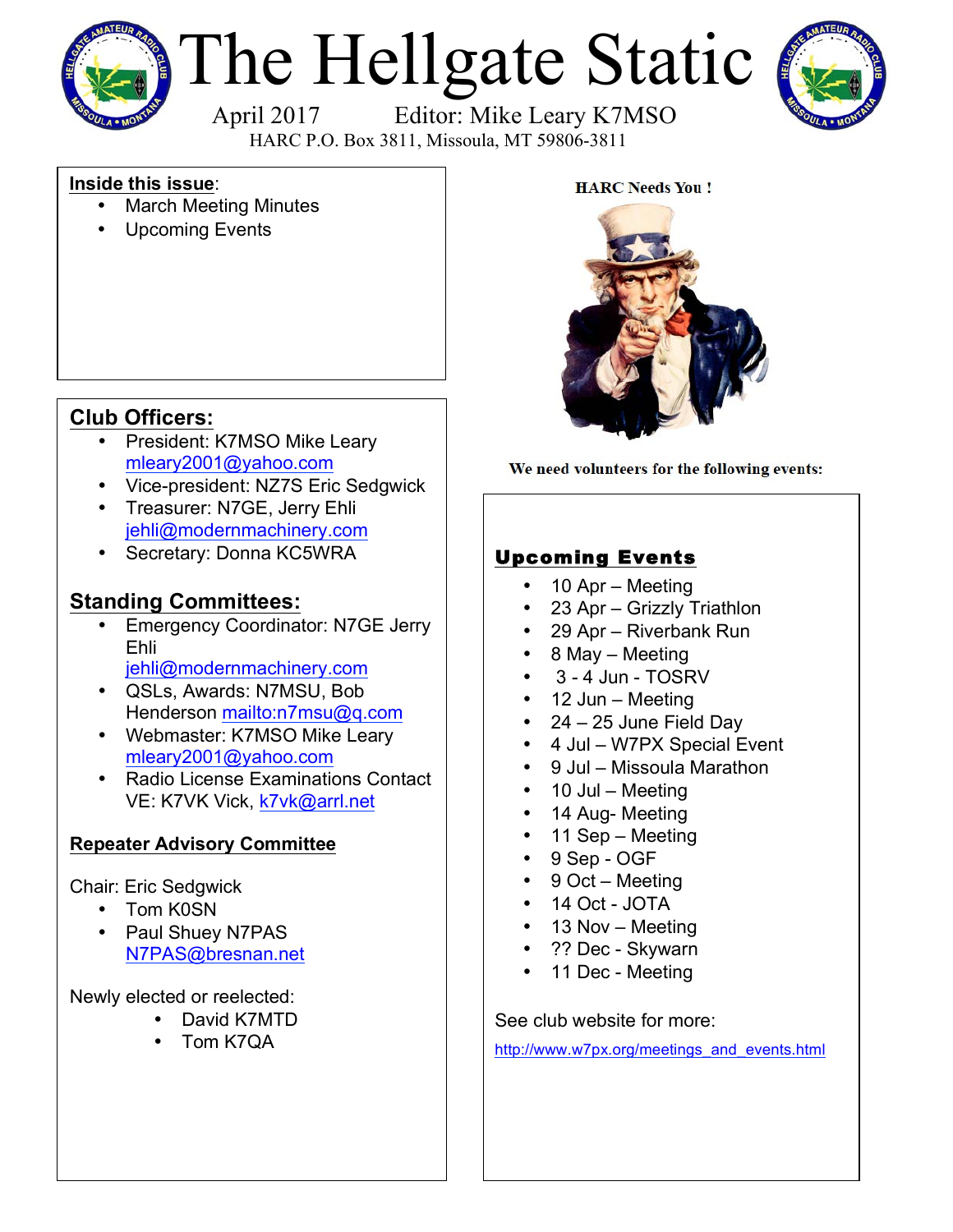# The Hellgate Static

April 2017 Editor: Mike Leary K7MSO

HARC P.O. Box 3811, Missoula, MT 59806-3811

**Inside this issue**:

- March Meeting Minutes
- Upcoming Events

## Club Officers:

- President: K7MSO Mike Leary mleary2001@yahoo.com
- Vice-president: NZ7S Eric Sedgwick
- Treasurer: N7GE, Jerry Ehli jehli@modernmachinery.com
- Secretary: Donna KC5WRA

## Standing Committees:

- Emergency Coordinator: N7GE Jerry Ehli jehli@modernmachinery.com
- QSLs, Awards: N7MSU, Bob Henderson mailto:n7msu@q.com
- Webmaster: K7MSO Mike Leary mleary2001@yahoo.com
- Radio License Examinations Contact VE: K7VK Vick, k7vk@arrl.net

### Repeater Advisory Committee

Chair: Eric Sedgwick

- Tom K0SN
- Paul Shuey N7PAS N7PAS@bresnan.net

Newly elected or reelected:

- David K7MTD
- Tom K7QA

**HARC Needs You !**

**We need volunteers for the following events:**

## Upcoming Events

- 10 Apr – Meeting
- 23 Apr – Grizzly Triathlon
- 29 Apr – Riverbank Run
- 8 May – Meeting
- 3 - 4 Jun - TOSRV
- 12 Jun – Meeting
- 24 – 25 June Field Day
- 4 Jul – W7PX Special Event
- 9 Jul – Missoula Marathon
- 10 Jul – Meeting
- 14 Aug- Meeting
- 11 Sep – Meeting
- 9 Sep - OGF
- 9 Oct – Meeting
- 14 Oct - JOTA
- 13 Nov – Meeting
- ?? Dec - Skywarn
- 11 Dec - Meeting

See club website for more:

http://www.w7px.org/meetings_and_events.html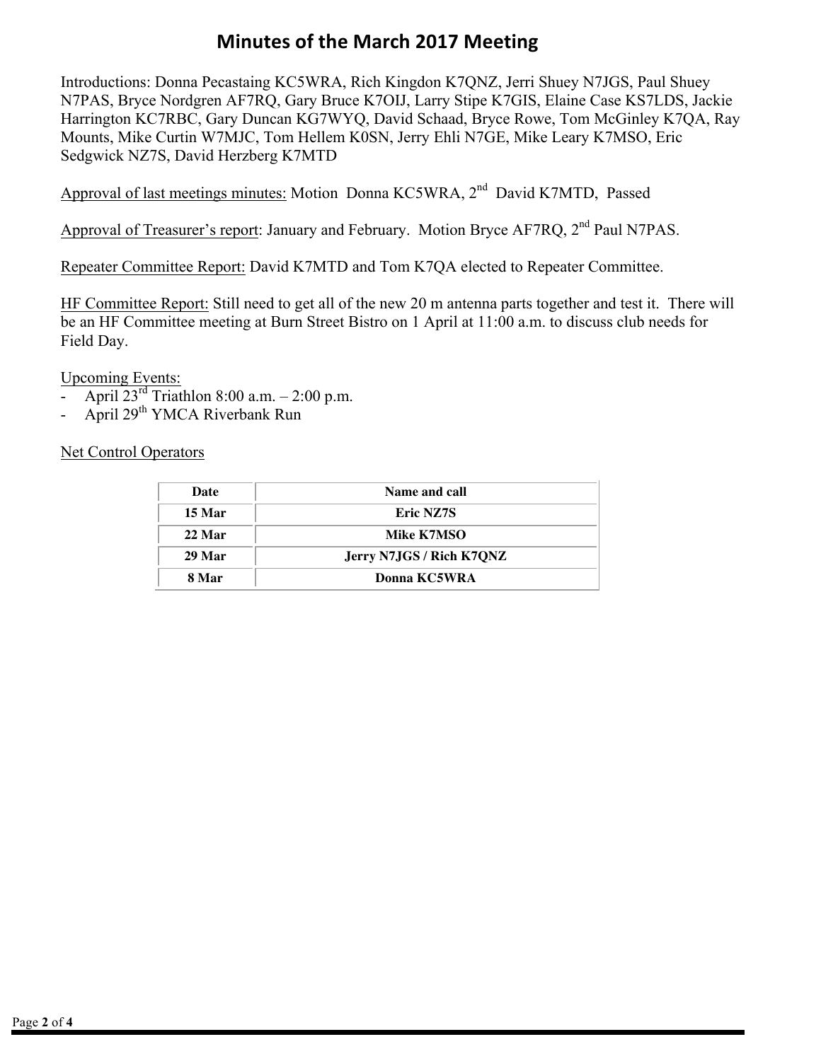# Minutes of the March 2017 Meeting

Introductions: Donna Pecastaing KC5WRA, Rich Kingdon K7QNZ, Jerri Shuey N7JGS, Paul Shuey N7PAS, Bryce Nordgren AF7RQ, Gary Bruce K7OIJ, Larry Stipe K7GIS, Elaine Case KS7LDS, Jackie Harrington KC7RBC, Gary Duncan KG7WYQ, David Schaad, Bryce Rowe, Tom McGinley K7QA, Ray Mounts, Mike Curtin W7MJC, Tom Hellem K0SN, Jerry Ehli N7GE, Mike Leary K7MSO, Eric Sedgwick NZ7S, David Herzberg K7MTD

Approval of last meetings minutes: Motion Donna KC5WRA, 2nd David K7MTD, Passed

Approval of Treasurer's report: January and February. Motion Bryce AF7RQ, 2nd Paul N7PAS.

Repeater Committee Report: David K7MTD and Tom K7QA elected to Repeater Committee.

HF Committee Report: Still need to get all of the new 20 m antenna parts together and test it. There will be an HF Committee meeting at Burn Street Bistro on 1 April at 11:00 a.m. to discuss club needs for Field Day.

Upcoming Events:
- April 23rd Triathlon 8:00 a.m. – 2:00 p.m.
- April 29th YMCA Riverbank Run

Net Control Operators

| Date | Name and call |
|---|---|
| 15 Mar | Eric NZ7S |
| 22 Mar | Mike K7MSO |
| 29 Mar | Jerry N7JGS / Rich K7QNZ |
| 8 Mar | Donna KC5WRA |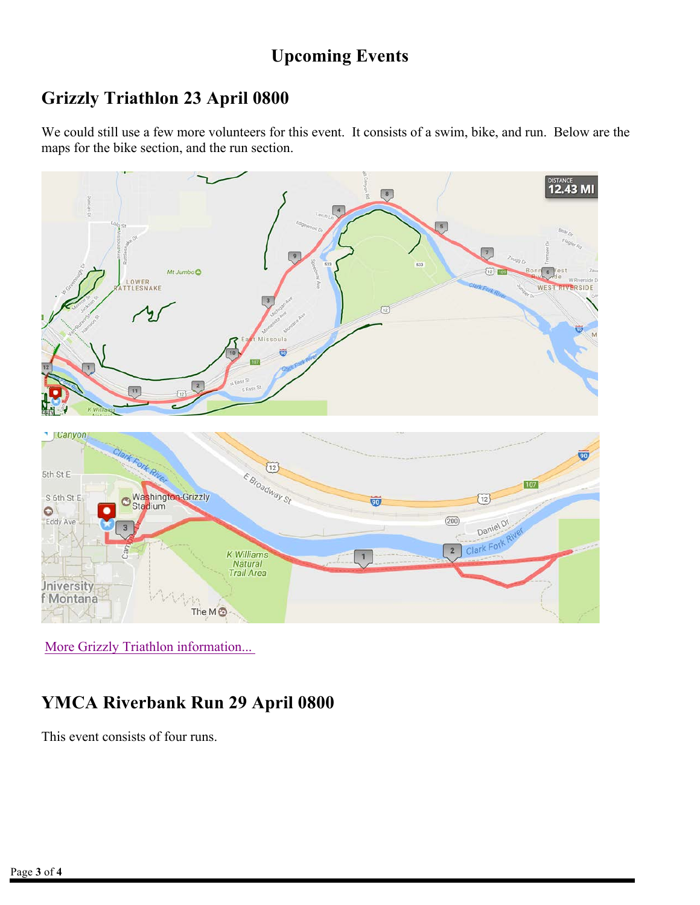# Upcoming Events

## Grizzly Triathlon 23 April 0800

We could still use a few more volunteers for this event. It consists of a swim, bike, and run. Below are the maps for the bike section, and the run section.

[More Grizzly Triathlon information...](#)

## YMCA Riverbank Run 29 April 0800

This event consists of four runs.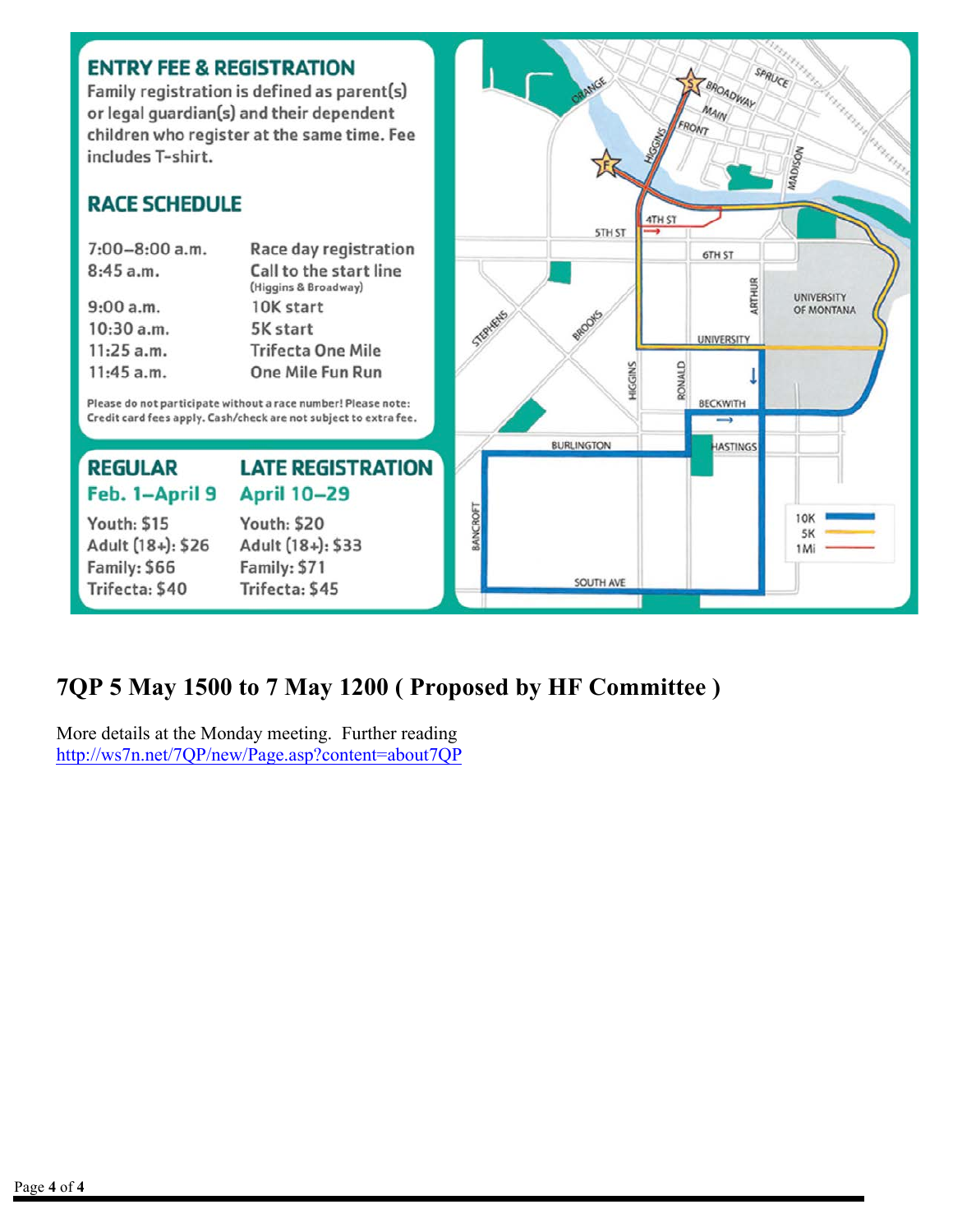## ENTRY FEE & REGISTRATION

Family registration is defined as parent(s) or legal guardian(s) and their dependent children who register at the same time. Fee includes T-shirt.

## RACE SCHEDULE

| | |
|---|---|
| 7:00–8:00 a.m. | Race day registration |
| 8:45 a.m. | Call to the start line (Higgins & Broadway) |
| 9:00 a.m. | 10K start |
| 10:30 a.m. | 5K start |
| 11:25 a.m. | Trifecta One Mile |
| 11:45 a.m. | One Mile Fun Run |

Please do not participate without a race number! Please note: Credit card fees apply. Cash/check are not subject to extra fee.

| REGULAR Feb. 1–April 9 | LATE REGISTRATION April 10–29 |
|---|---|
| Youth: $15 | Youth: $20 |
| Adult (18+): $26 | Adult (18+): $33 |
| Family: $66 | Family: $71 |
| Trifecta: $40 | Trifecta: $45 |

ORANGE
BROADWAY
SPRUCE
MAIN
FRONT
HIGGINS
MADISON
4TH ST
5TH ST
6TH ST
ARTHUR
UNIVERSITY OF MONTANA
STEPHENS
BROOKS
UNIVERSITY
HIGGINS
RONALD
BECKWITH
BURLINGTON
HASTINGS
BANCROFT
SOUTH AVE
10K
5K
1Mi

# 7QP 5 May 1500 to 7 May 1200 ( Proposed by HF Committee )

More details at the Monday meeting. Further reading
http://ws7n.net/7QP/new/Page.asp?content=about7QP